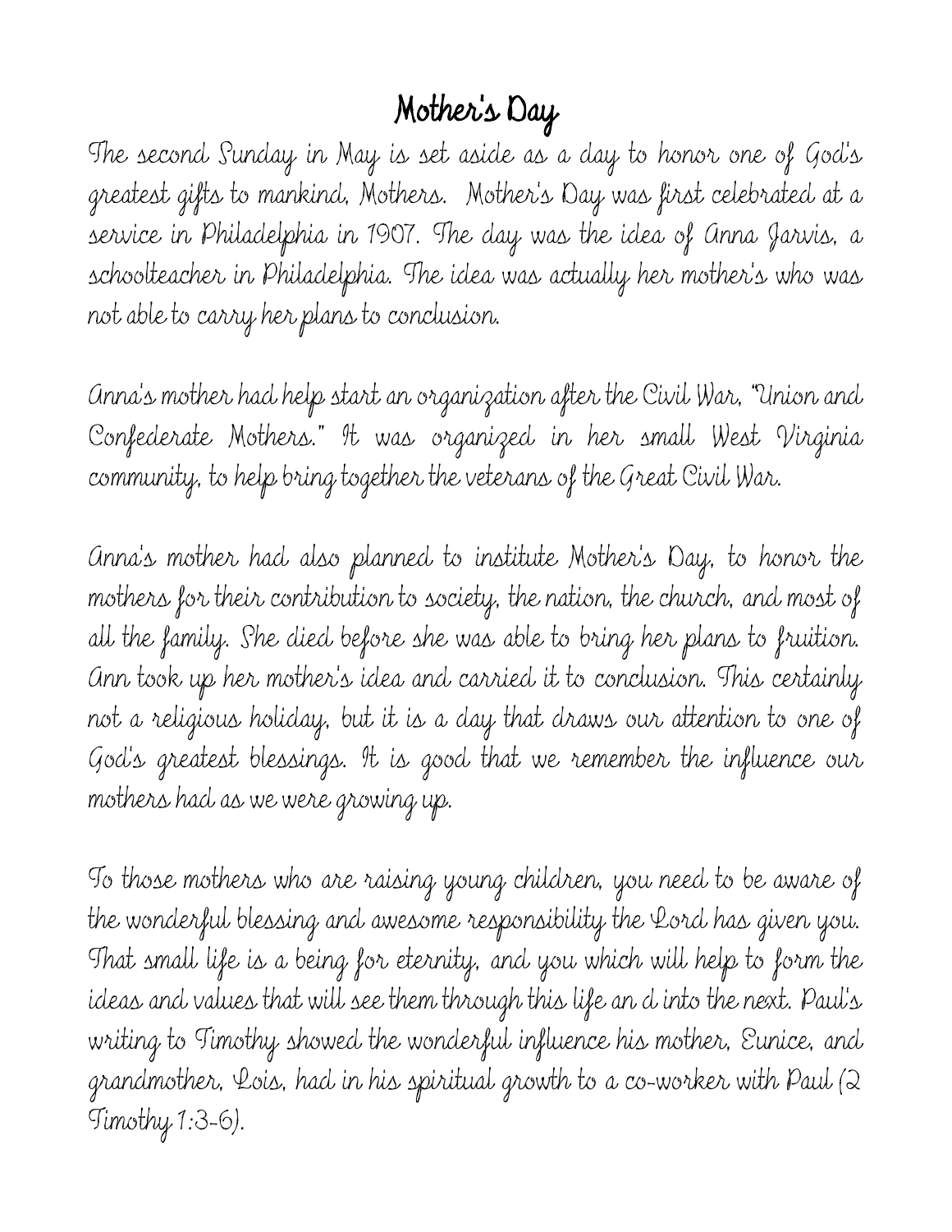# Mother's Day

The second Sunday in May is set aside as a day to honor one of God's greatest gifts to mankind, Mothers. Mother's Day was first celebrated at a service in Philadelphia in 1907. The day was the idea of Anna Jarvis, a schoolteacher in Philadelphia. The idea was actually her mother's who was not able to carry her plans to conclusion.

Anna's mother had help start an organization after the Civil War, "Union and Confederate Mothers." It was organized in her small West Virginia community, to help bring together the veterans of the Great Civil War.

Anna's mother had also planned to institute Mother's Day, to honor the mothers for their contribution to society, the nation, the church, and most of all the family. She died before she was able to bring her plans to fruition. Ann took up her mother's idea and carried it to conclusion. This certainly not a religious holiday, but it is a day that draws our attention to one of God's greatest blessings. It is good that we remember the influence our mothers had as we were growing up.

To those mothers who are raising young children, you need to be aware of the wonderful blessing and awesome responsibility the Lord has given you. That small life is a being for eternity, and you which will help to form the ideas and values that will see them through this life an d into the next. Paul's writing to Timothy showed the wonderful influence his mother, Eunice, and grandmother, Lois, had in his spiritual growth to a co-worker with Paul (2 Timothy 1:3-6).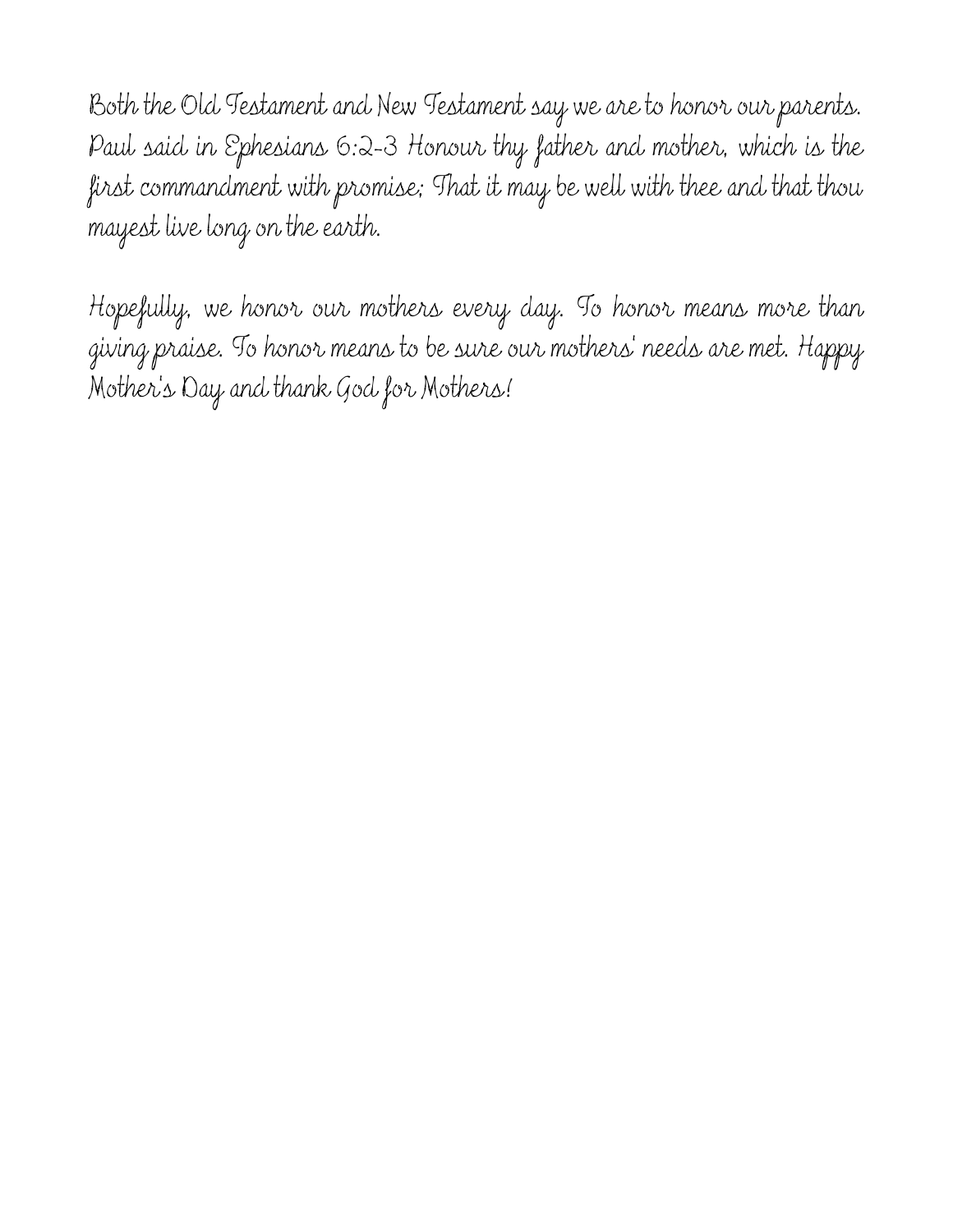Both the Old Testament and New Testament say we are to honor our parents. Paul said in Ephesians 6:2-3 Honour thy father and mother, which is the first commandment with promise; That it may be well with thee and that thou mayest live long on the earth.

Hopefully, we honor our mothers every day. To honor means more than giving praise. To honor means to be sure our mothers' needs are met. Happy Mother's Day and thank God for Mothers!